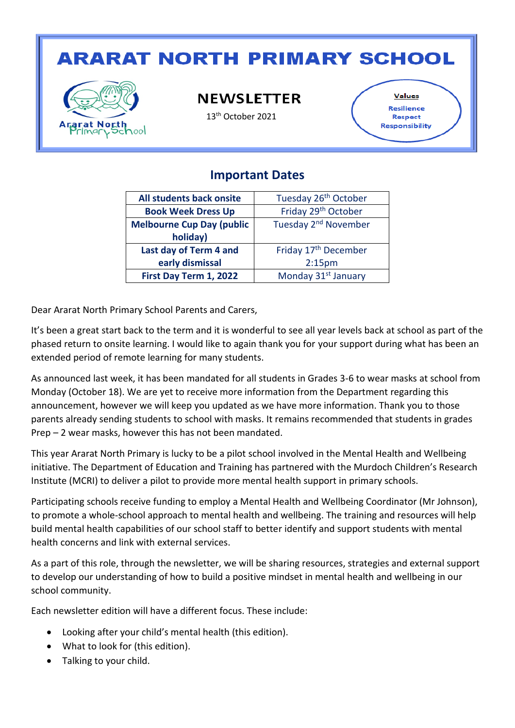# ARARAT NORTH PRIMARY SCHOOL

Ararat North Primary School

## NEWSLETTER

13th October 2021

**Values**

Resilience
Respect
Responsibility

## Important Dates

| | |
|---|---|
| **All students back onsite** | Tuesday 26th October |
| **Book Week Dress Up** | Friday 29th October |
| **Melbourne Cup Day (public holiday)** | Tuesday 2nd November |
| **Last day of Term 4 and early dismissal** | Friday 17th December 2:15pm |
| **First Day Term 1, 2022** | Monday 31st January |

Dear Ararat North Primary School Parents and Carers,

It's been a great start back to the term and it is wonderful to see all year levels back at school as part of the phased return to onsite learning. I would like to again thank you for your support during what has been an extended period of remote learning for many students.

As announced last week, it has been mandated for all students in Grades 3-6 to wear masks at school from Monday (October 18). We are yet to receive more information from the Department regarding this announcement, however we will keep you updated as we have more information. Thank you to those parents already sending students to school with masks. It remains recommended that students in grades Prep – 2 wear masks, however this has not been mandated.

This year Ararat North Primary is lucky to be a pilot school involved in the Mental Health and Wellbeing initiative. The Department of Education and Training has partnered with the Murdoch Children's Research Institute (MCRI) to deliver a pilot to provide more mental health support in primary schools.

Participating schools receive funding to employ a Mental Health and Wellbeing Coordinator (Mr Johnson), to promote a whole-school approach to mental health and wellbeing. The training and resources will help build mental health capabilities of our school staff to better identify and support students with mental health concerns and link with external services.

As a part of this role, through the newsletter, we will be sharing resources, strategies and external support to develop our understanding of how to build a positive mindset in mental health and wellbeing in our school community.

Each newsletter edition will have a different focus. These include:

- Looking after your child's mental health (this edition).
- What to look for (this edition).
- Talking to your child.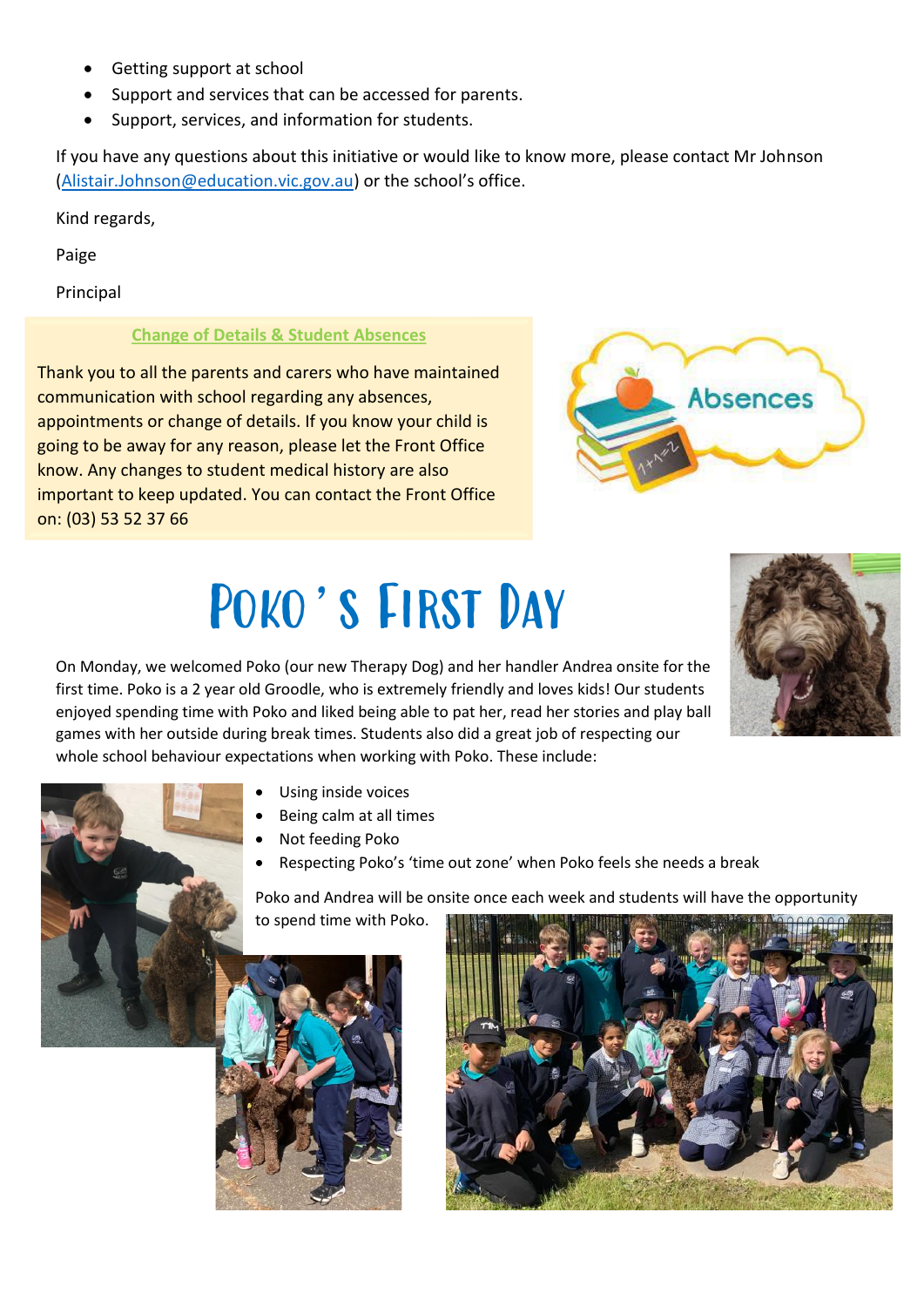- Getting support at school
- Support and services that can be accessed for parents.
- Support, services, and information for students.

If you have any questions about this initiative or would like to know more, please contact Mr Johnson (Alistair.Johnson@education.vic.gov.au) or the school's office.

Kind regards,

Paige

Principal

## Change of Details & Student Absences

Thank you to all the parents and carers who have maintained communication with school regarding any absences, appointments or change of details. If you know your child is going to be away for any reason, please let the Front Office know. Any changes to student medical history are also important to keep updated. You can contact the Front Office on: (03) 53 52 37 66

# Poko's First Day

On Monday, we welcomed Poko (our new Therapy Dog) and her handler Andrea onsite for the first time. Poko is a 2 year old Groodle, who is extremely friendly and loves kids! Our students enjoyed spending time with Poko and liked being able to pat her, read her stories and play ball games with her outside during break times. Students also did a great job of respecting our whole school behaviour expectations when working with Poko. These include:

- Using inside voices
- Being calm at all times
- Not feeding Poko
- Respecting Poko's 'time out zone' when Poko feels she needs a break

Poko and Andrea will be onsite once each week and students will have the opportunity to spend time with Poko.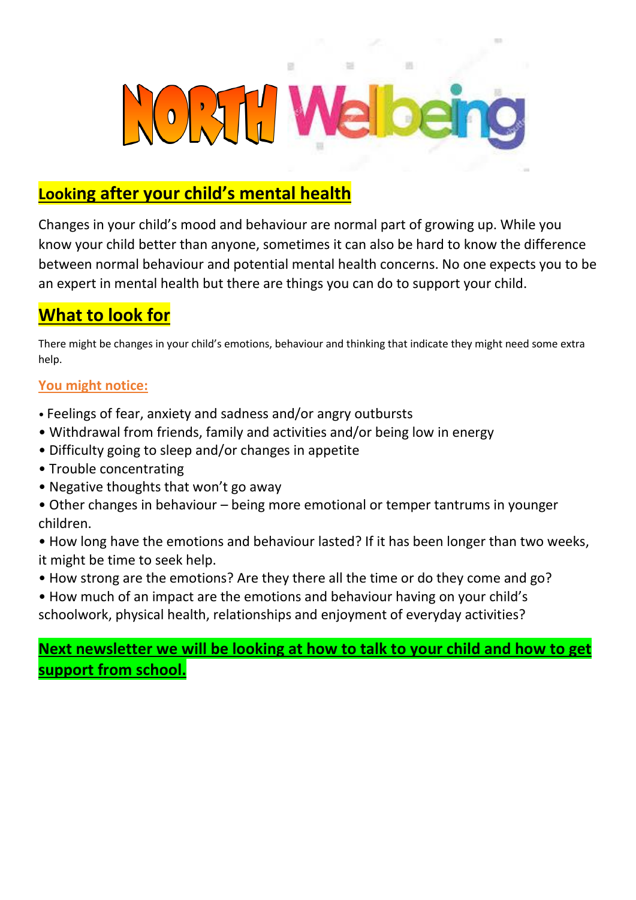# NORTH Wellbeing

## Looking after your child's mental health

Changes in your child's mood and behaviour are normal part of growing up. While you know your child better than anyone, sometimes it can also be hard to know the difference between normal behaviour and potential mental health concerns. No one expects you to be an expert in mental health but there are things you can do to support your child.

## What to look for

There might be changes in your child's emotions, behaviour and thinking that indicate they might need some extra help.

### You might notice:

- Feelings of fear, anxiety and sadness and/or angry outbursts
- Withdrawal from friends, family and activities and/or being low in energy
- Difficulty going to sleep and/or changes in appetite
- Trouble concentrating
- Negative thoughts that won't go away
- Other changes in behaviour – being more emotional or temper tantrums in younger children.
- How long have the emotions and behaviour lasted? If it has been longer than two weeks, it might be time to seek help.
- How strong are the emotions? Are they there all the time or do they come and go?
- How much of an impact are the emotions and behaviour having on your child's schoolwork, physical health, relationships and enjoyment of everyday activities?

**Next newsletter we will be looking at how to talk to your child and how to get support from school.**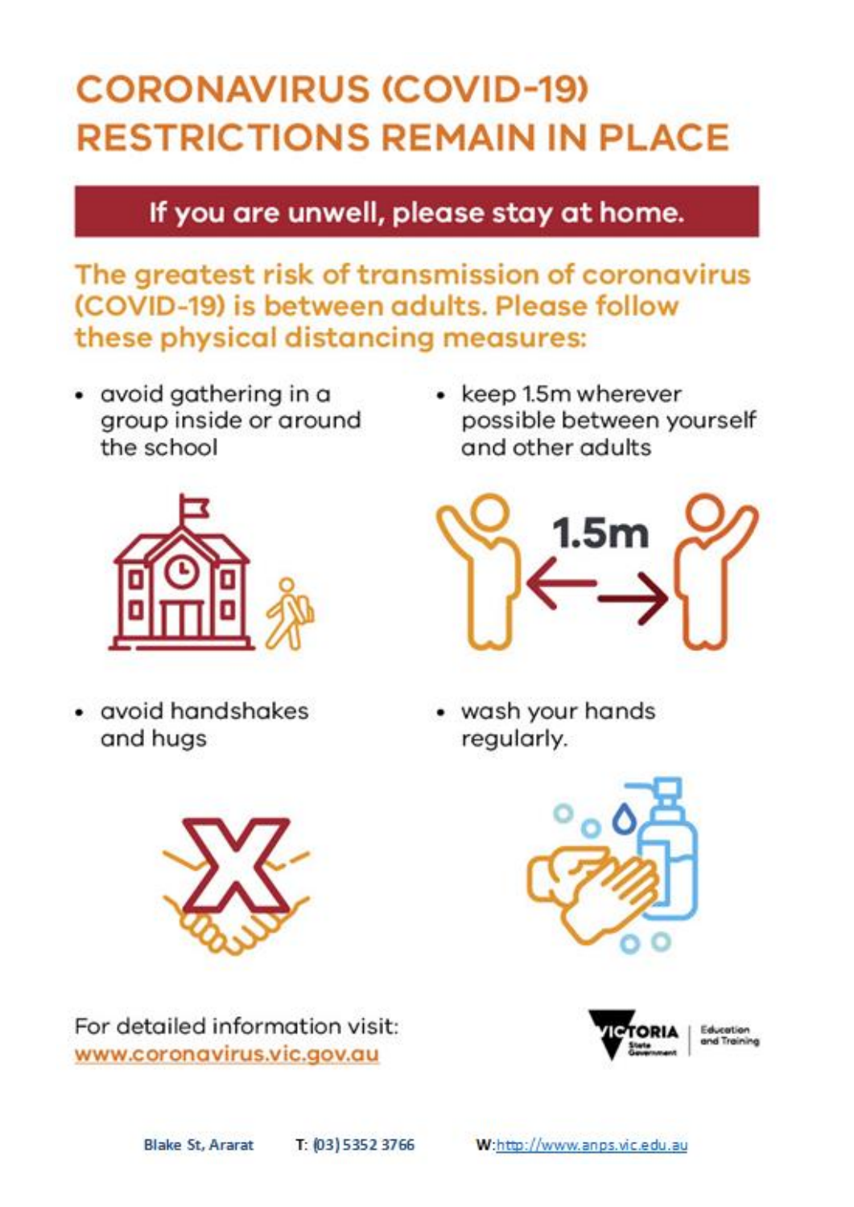# CORONAVIRUS (COVID-19) RESTRICTIONS REMAIN IN PLACE

**If you are unwell, please stay at home.**

## The greatest risk of transmission of coronavirus (COVID-19) is between adults. Please follow these physical distancing measures:

- avoid gathering in a group inside or around the school
- keep 1.5m wherever possible between yourself and other adults

1.5m

- avoid handshakes and hugs
- wash your hands regularly.

For detailed information visit:
www.coronavirus.vic.gov.au

VICTORIA State Government | Education and Training

Blake St, Ararat    T: (03) 5352 3766    W: http://www.anps.vic.edu.au